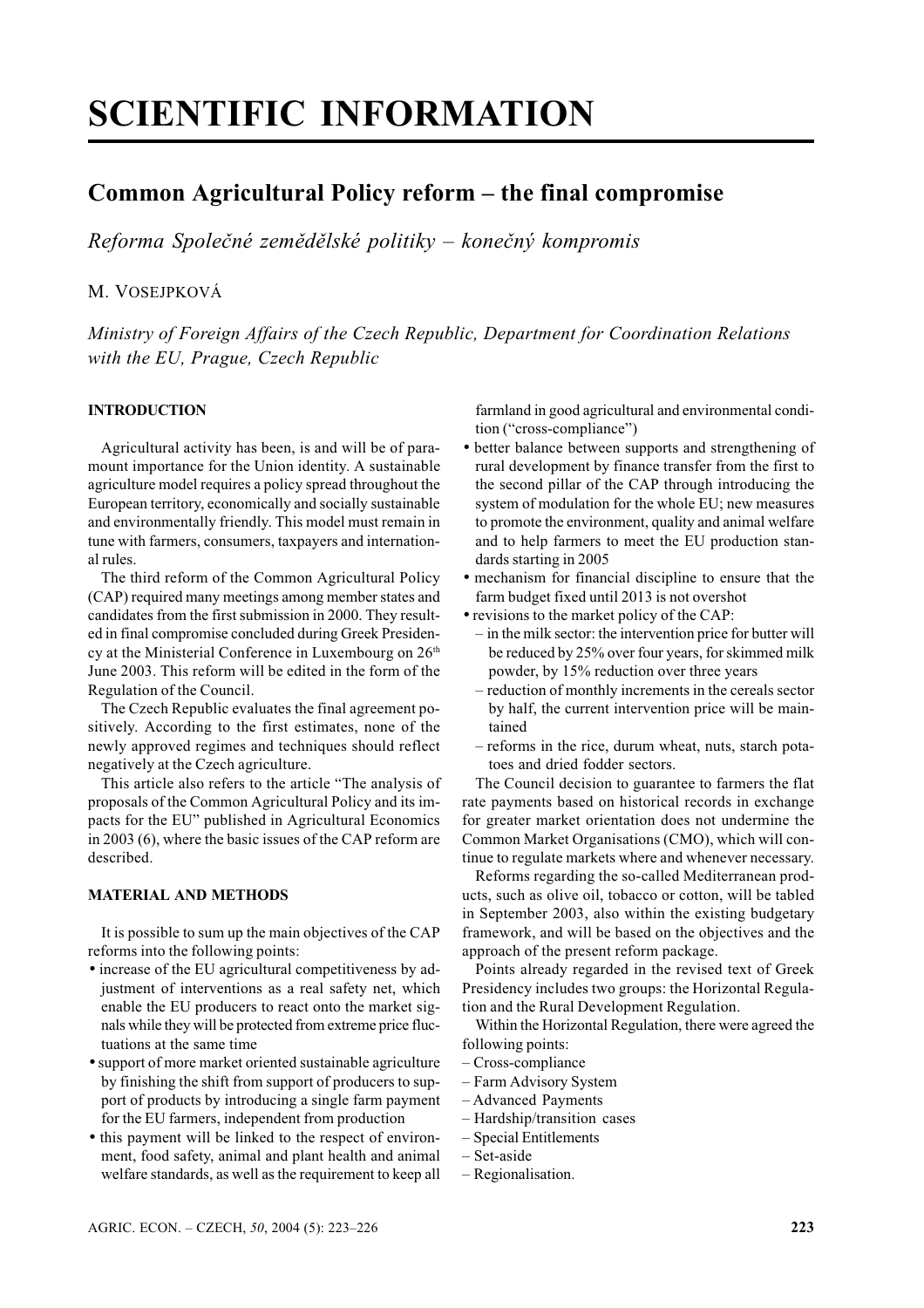# SCIENTIFIC INFORMATION

## Common Agricultural Policy reform – the final compromise

*Reforma Společné zemědělské politiky – konečný kompromis*

M. Vosejpková

*Ministry of Foreign Affairs of the Czech Republic, Department for Coordination Relations with the EU, Prague, Czech Republic*

### INTRODUCTION

Agricultural activity has been, is and will be of paramount importance for the Union identity. A sustainable agriculture model requires a policy spread throughout the European territory, economically and socially sustainable and environmentally friendly. This model must remain in tune with farmers, consumers, taxpayers and international rules.

The third reform of the Common Agricultural Policy (CAP) required many meetings among member states and candidates from the first submission in 2000. They resulted in final compromise concluded during Greek Presidency at the Ministerial Conference in Luxembourg on 26th June 2003. This reform will be edited in the form of the Regulation of the Council.

The Czech Republic evaluates the final agreement positively. According to the first estimates, none of the newly approved regimes and techniques should reflect negatively at the Czech agriculture.

This article also refers to the article "The analysis of proposals of the Common Agricultural Policy and its impacts for the EU" published in Agricultural Economics in 2003 (6), where the basic issues of the CAP reform are described.

### MATERIAL AND METHODS

It is possible to sum up the main objectives of the CAP reforms into the following points:

- increase of the EU agricultural competitiveness by adjustment of interventions as a real safety net, which enable the EU producers to react onto the market signals while they will be protected from extreme price fluctuations at the same time
- support of more market oriented sustainable agriculture by finishing the shift from support of producers to support of products by introducing a single farm payment for the EU farmers, independent from production
- this payment will be linked to the respect of environment, food safety, animal and plant health and animal welfare standards, as well as the requirement to keep all farmland in good agricultural and environmental condition ("cross-compliance")
- better balance between supports and strengthening of rural development by finance transfer from the first to the second pillar of the CAP through introducing the system of modulation for the whole EU; new measures to promote the environment, quality and animal welfare and to help farmers to meet the EU production standards starting in 2005
- mechanism for financial discipline to ensure that the farm budget fixed until 2013 is not overshot
- revisions to the market policy of the CAP:
  - in the milk sector: the intervention price for butter will be reduced by 25% over four years, for skimmed milk powder, by 15% reduction over three years
  - reduction of monthly increments in the cereals sector by half, the current intervention price will be maintained
  - reforms in the rice, durum wheat, nuts, starch potatoes and dried fodder sectors.

The Council decision to guarantee to farmers the flat rate payments based on historical records in exchange for greater market orientation does not undermine the Common Market Organisations (CMO), which will continue to regulate markets where and whenever necessary.

Reforms regarding the so-called Mediterranean products, such as olive oil, tobacco or cotton, will be tabled in September 2003, also within the existing budgetary framework, and will be based on the objectives and the approach of the present reform package.

Points already regarded in the revised text of Greek Presidency includes two groups: the Horizontal Regulation and the Rural Development Regulation.

Within the Horizontal Regulation, there were agreed the following points:

- Cross-compliance
- Farm Advisory System
- Advanced Payments
- Hardship/transition cases
- Special Entitlements
- Set-aside
- Regionalisation.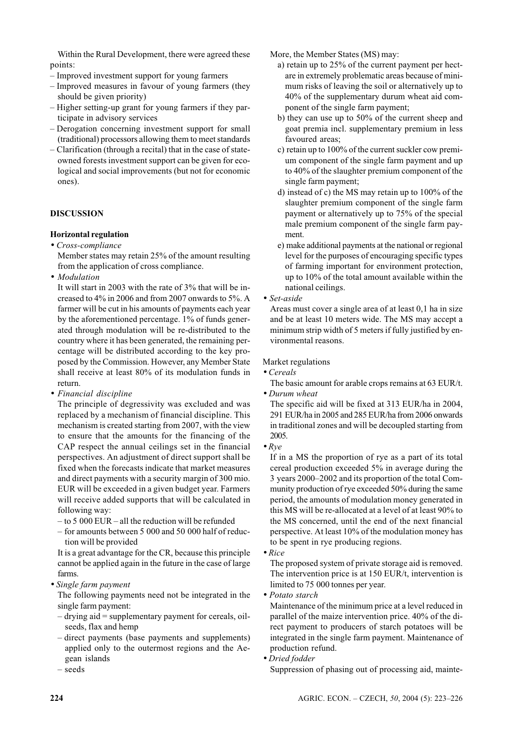Within the Rural Development, there were agreed these points:

- Improved investment support for young farmers
- Improved measures in favour of young farmers (they should be given priority)
- Higher setting-up grant for young farmers if they participate in advisory services
- Derogation concerning investment support for small (traditional) processors allowing them to meet standards
- Clarification (through a recital) that in the case of state-owned forests investment support can be given for ecological and social improvements (but not for economic ones).

## DISCUSSION

### Horizontal regulation

- *Cross-compliance*

  Member states may retain 25% of the amount resulting from the application of cross compliance.

- *Modulation*

  It will start in 2003 with the rate of 3% that will be increased to 4% in 2006 and from 2007 onwards to 5%. A farmer will be cut in his amounts of payments each year by the aforementioned percentage. 1% of funds generated through modulation will be re-distributed to the country where it has been generated, the remaining percentage will be distributed according to the key proposed by the Commission. However, any Member State shall receive at least 80% of its modulation funds in return.

- *Financial discipline*

  The principle of degressivity was excluded and was replaced by a mechanism of financial discipline. This mechanism is created starting from 2007, with the view to ensure that the amounts for the financing of the CAP respect the annual ceilings set in the financial perspectives. An adjustment of direct support shall be fixed when the forecasts indicate that market measures and direct payments with a security margin of 300 mio. EUR will be exceeded in a given budget year. Farmers will receive added supports that will be calculated in following way:

  - to 5 000 EUR – all the reduction will be refunded
  - for amounts between 5 000 and 50 000 half of reduction will be provided

  It is a great advantage for the CR, because this principle cannot be applied again in the future in the case of large farms.

- *Single farm payment*

  The following payments need not be integrated in the single farm payment:

  - drying aid = supplementary payment for cereals, oilseeds, flax and hemp
  - direct payments (base payments and supplements) applied only to the outermost regions and the Aegean islands
  - seeds

More, the Member States (MS) may:

a) retain up to 25% of the current payment per hectare in extremely problematic areas because of minimum risks of leaving the soil or alternatively up to 40% of the supplementary durum wheat aid component of the single farm payment;

b) they can use up to 50% of the current sheep and goat premia incl. supplementary premium in less favoured areas;

c) retain up to 100% of the current suckler cow premium component of the single farm payment and up to 40% of the slaughter premium component of the single farm payment;

d) instead of c) the MS may retain up to 100% of the slaughter premium component of the single farm payment or alternatively up to 75% of the special male premium component of the single farm payment.

e) make additional payments at the national or regional level for the purposes of encouraging specific types of farming important for environment protection, up to 10% of the total amount available within the national ceilings.

- *Set-aside*

  Areas must cover a single area of at least 0,1 ha in size and be at least 10 meters wide. The MS may accept a minimum strip width of 5 meters if fully justified by environmental reasons.

Market regulations

- *Cereals*

  The basic amount for arable crops remains at 63 EUR/t.

- *Durum wheat*

  The specific aid will be fixed at 313 EUR/ha in 2004, 291 EUR/ha in 2005 and 285 EUR/ha from 2006 onwards in traditional zones and will be decoupled starting from 2005.

- *Rye*

  If in a MS the proportion of rye as a part of its total cereal production exceeded 5% in average during the 3 years 2000–2002 and its proportion of the total Community production of rye exceeded 50% during the same period, the amounts of modulation money generated in this MS will be re-allocated at a level of at least 90% to the MS concerned, until the end of the next financial perspective. At least 10% of the modulation money has to be spent in rye producing regions.

- *Rice*

  The proposed system of private storage aid is removed. The intervention price is at 150 EUR/t, intervention is limited to 75 000 tonnes per year.

- *Potato starch*

  Maintenance of the minimum price at a level reduced in parallel of the maize intervention price. 40% of the direct payment to producers of starch potatoes will be integrated in the single farm payment. Maintenance of production refund.

- *Dried fodder*

  Suppression of phasing out of processing aid, mainte-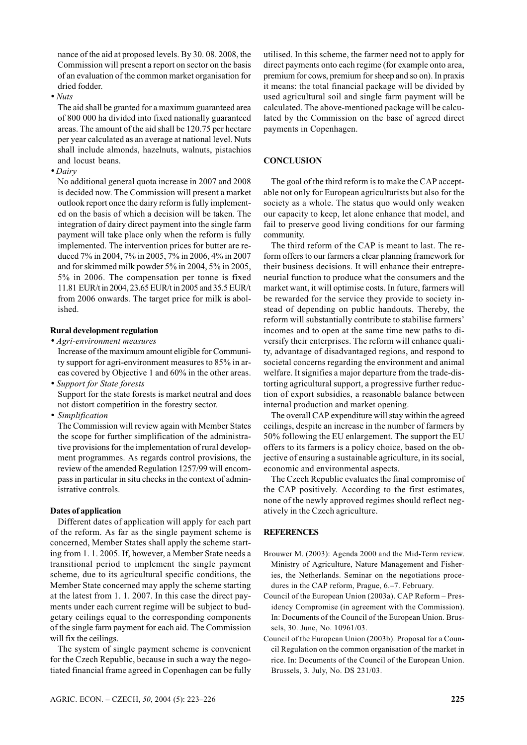nance of the aid at proposed levels. By 30. 08. 2008, the Commission will present a report on sector on the basis of an evaluation of the common market organisation for dried fodder.

- *Nuts*

  The aid shall be granted for a maximum guaranteed area of 800 000 ha divided into fixed nationally guaranteed areas. The amount of the aid shall be 120.75 per hectare per year calculated as an average at national level. Nuts shall include almonds, hazelnuts, walnuts, pistachios and locust beans.

- *Dairy*

  No additional general quota increase in 2007 and 2008 is decided now. The Commission will present a market outlook report once the dairy reform is fully implemented on the basis of which a decision will be taken. The integration of dairy direct payment into the single farm payment will take place only when the reform is fully implemented. The intervention prices for butter are reduced 7% in 2004, 7% in 2005, 7% in 2006, 4% in 2007 and for skimmed milk powder 5% in 2004, 5% in 2005, 5% in 2006. The compensation per tonne is fixed 11.81 EUR/t in 2004, 23.65 EUR/t in 2005 and 35.5 EUR/t from 2006 onwards. The target price for milk is abolished.

**Rural development regulation**

- *Agri-environment measures*

  Increase of the maximum amount eligible for Community support for agri-environment measures to 85% in areas covered by Objective 1 and 60% in the other areas.

- *Support for State forests*

  Support for the state forests is market neutral and does not distort competition in the forestry sector.

- *Simplification*

  The Commission will review again with Member States the scope for further simplification of the administrative provisions for the implementation of rural development programmes. As regards control provisions, the review of the amended Regulation 1257/99 will encompass in particular in situ checks in the context of administrative controls.

**Dates of application**

Different dates of application will apply for each part of the reform. As far as the single payment scheme is concerned, Member States shall apply the scheme starting from 1. 1. 2005. If, however, a Member State needs a transitional period to implement the single payment scheme, due to its agricultural specific conditions, the Member State concerned may apply the scheme starting at the latest from 1. 1. 2007. In this case the direct payments under each current regime will be subject to budgetary ceilings equal to the corresponding components of the single farm payment for each aid. The Commission will fix the ceilings.

The system of single payment scheme is convenient for the Czech Republic, because in such a way the negotiated financial frame agreed in Copenhagen can be fully utilised. In this scheme, the farmer need not to apply for direct payments onto each regime (for example onto area, premium for cows, premium for sheep and so on). In praxis it means: the total financial package will be divided by used agricultural soil and single farm payment will be calculated. The above-mentioned package will be calculated by the Commission on the base of agreed direct payments in Copenhagen.

## CONCLUSION

The goal of the third reform is to make the CAP acceptable not only for European agriculturists but also for the society as a whole. The status quo would only weaken our capacity to keep, let alone enhance that model, and fail to preserve good living conditions for our farming community.

The third reform of the CAP is meant to last. The reform offers to our farmers a clear planning framework for their business decisions. It will enhance their entrepreneurial function to produce what the consumers and the market want, it will optimise costs. In future, farmers will be rewarded for the service they provide to society instead of depending on public handouts. Thereby, the reform will substantially contribute to stabilise farmers' incomes and to open at the same time new paths to diversify their enterprises. The reform will enhance quality, advantage of disadvantaged regions, and respond to societal concerns regarding the environment and animal welfare. It signifies a major departure from the trade-distorting agricultural support, a progressive further reduction of export subsidies, a reasonable balance between internal production and market opening.

The overall CAP expenditure will stay within the agreed ceilings, despite an increase in the number of farmers by 50% following the EU enlargement. The support the EU offers to its farmers is a policy choice, based on the objective of ensuring a sustainable agriculture, in its social, economic and environmental aspects.

The Czech Republic evaluates the final compromise of the CAP positively. According to the first estimates, none of the newly approved regimes should reflect negatively in the Czech agriculture.

## REFERENCES

Brouwer M. (2003): Agenda 2000 and the Mid-Term review. Ministry of Agriculture, Nature Management and Fisheries, the Netherlands. Seminar on the negotiations procedures in the CAP reform, Prague, 6.–7. February.

Council of the European Union (2003a). CAP Reform – Presidency Compromise (in agreement with the Commission). In: Documents of the Council of the European Union. Brussels, 30. June, No. 10961/03.

Council of the European Union (2003b). Proposal for a Council Regulation on the common organisation of the market in rice. In: Documents of the Council of the European Union. Brussels, 3. July, No. DS 231/03.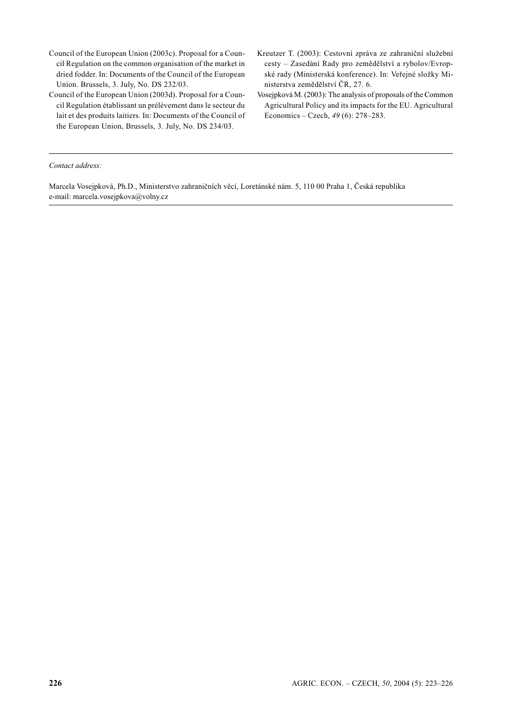Council of the European Union (2003c). Proposal for a Council Regulation on the common organisation of the market in dried fodder. In: Documents of the Council of the European Union. Brussels, 3. July, No. DS 232/03.

Council of the European Union (2003d). Proposal for a Council Regulation établissant un prélèvement dans le secteur du lait et des produits laitiers. In: Documents of the Council of the European Union, Brussels, 3. July, No. DS 234/03.

Kreutzer T. (2003): Cestovní zpráva ze zahraniční služební cesty – Zasedání Rady pro zemědělství a rybolov/Evropské rady (Ministerská konference). In: Veřejné složky Ministerstva zemědělství ČR, 27. 6.

Vosejpková M. (2003): The analysis of proposals of the Common Agricultural Policy and its impacts for the EU. Agricultural Economics – Czech, *49* (6): 278–283.

*Contact address:*

Marcela Vosejpková, Ph.D., Ministerstvo zahraničních věcí, Loretánské nám. 5, 110 00 Praha 1, Česká republika
e-mail: marcela.vosejpkova@volny.cz